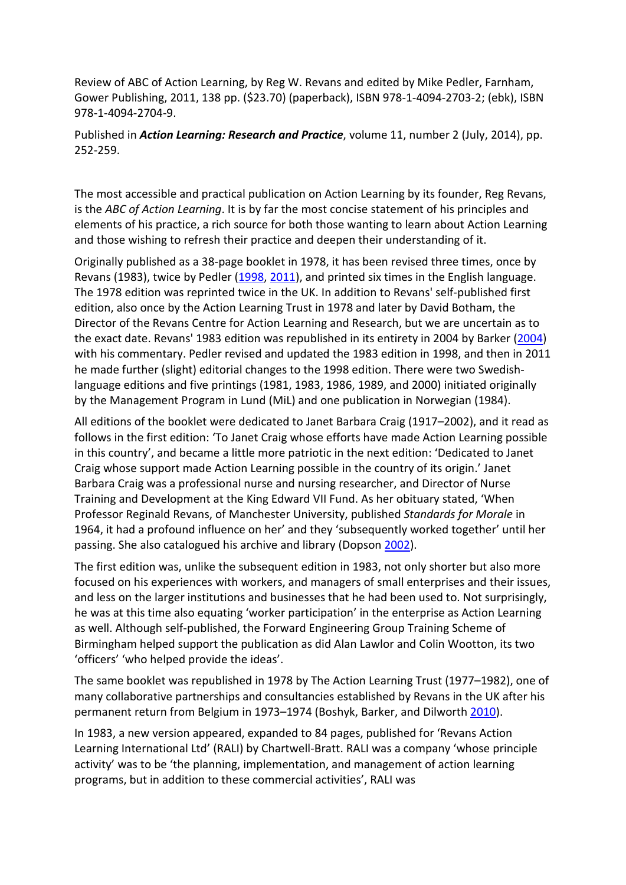Review of ABC of Action Learning, by Reg W. Revans and edited by Mike Pedler, Farnham, Gower Publishing, 2011, 138 pp. ($23.70) (paperback), ISBN 978-1-4094-2703-2; (ebk), ISBN 978-1-4094-2704-9.

Published in ***Action Learning: Research and Practice***, volume 11, number 2 (July, 2014), pp. 252-259.

The most accessible and practical publication on Action Learning by its founder, Reg Revans, is the *ABC of Action Learning*. It is by far the most concise statement of his principles and elements of his practice, a rich source for both those wanting to learn about Action Learning and those wishing to refresh their practice and deepen their understanding of it.

Originally published as a 38-page booklet in 1978, it has been revised three times, once by Revans (1983), twice by Pedler (1998, 2011), and printed six times in the English language. The 1978 edition was reprinted twice in the UK. In addition to Revans' self-published first edition, also once by the Action Learning Trust in 1978 and later by David Botham, the Director of the Revans Centre for Action Learning and Research, but we are uncertain as to the exact date. Revans' 1983 edition was republished in its entirety in 2004 by Barker (2004) with his commentary. Pedler revised and updated the 1983 edition in 1998, and then in 2011 he made further (slight) editorial changes to the 1998 edition. There were two Swedish-language editions and five printings (1981, 1983, 1986, 1989, and 2000) initiated originally by the Management Program in Lund (MiL) and one publication in Norwegian (1984).

All editions of the booklet were dedicated to Janet Barbara Craig (1917–2002), and it read as follows in the first edition: 'To Janet Craig whose efforts have made Action Learning possible in this country', and became a little more patriotic in the next edition: 'Dedicated to Janet Craig whose support made Action Learning possible in the country of its origin.' Janet Barbara Craig was a professional nurse and nursing researcher, and Director of Nurse Training and Development at the King Edward VII Fund. As her obituary stated, 'When Professor Reginald Revans, of Manchester University, published *Standards for Morale* in 1964, it had a profound influence on her' and they 'subsequently worked together' until her passing. She also catalogued his archive and library (Dopson 2002).

The first edition was, unlike the subsequent edition in 1983, not only shorter but also more focused on his experiences with workers, and managers of small enterprises and their issues, and less on the larger institutions and businesses that he had been used to. Not surprisingly, he was at this time also equating 'worker participation' in the enterprise as Action Learning as well. Although self-published, the Forward Engineering Group Training Scheme of Birmingham helped support the publication as did Alan Lawlor and Colin Wootton, its two 'officers' 'who helped provide the ideas'.

The same booklet was republished in 1978 by The Action Learning Trust (1977–1982), one of many collaborative partnerships and consultancies established by Revans in the UK after his permanent return from Belgium in 1973–1974 (Boshyk, Barker, and Dilworth 2010).

In 1983, a new version appeared, expanded to 84 pages, published for 'Revans Action Learning International Ltd' (RALI) by Chartwell-Bratt. RALI was a company 'whose principle activity' was to be 'the planning, implementation, and management of action learning programs, but in addition to these commercial activities', RALI was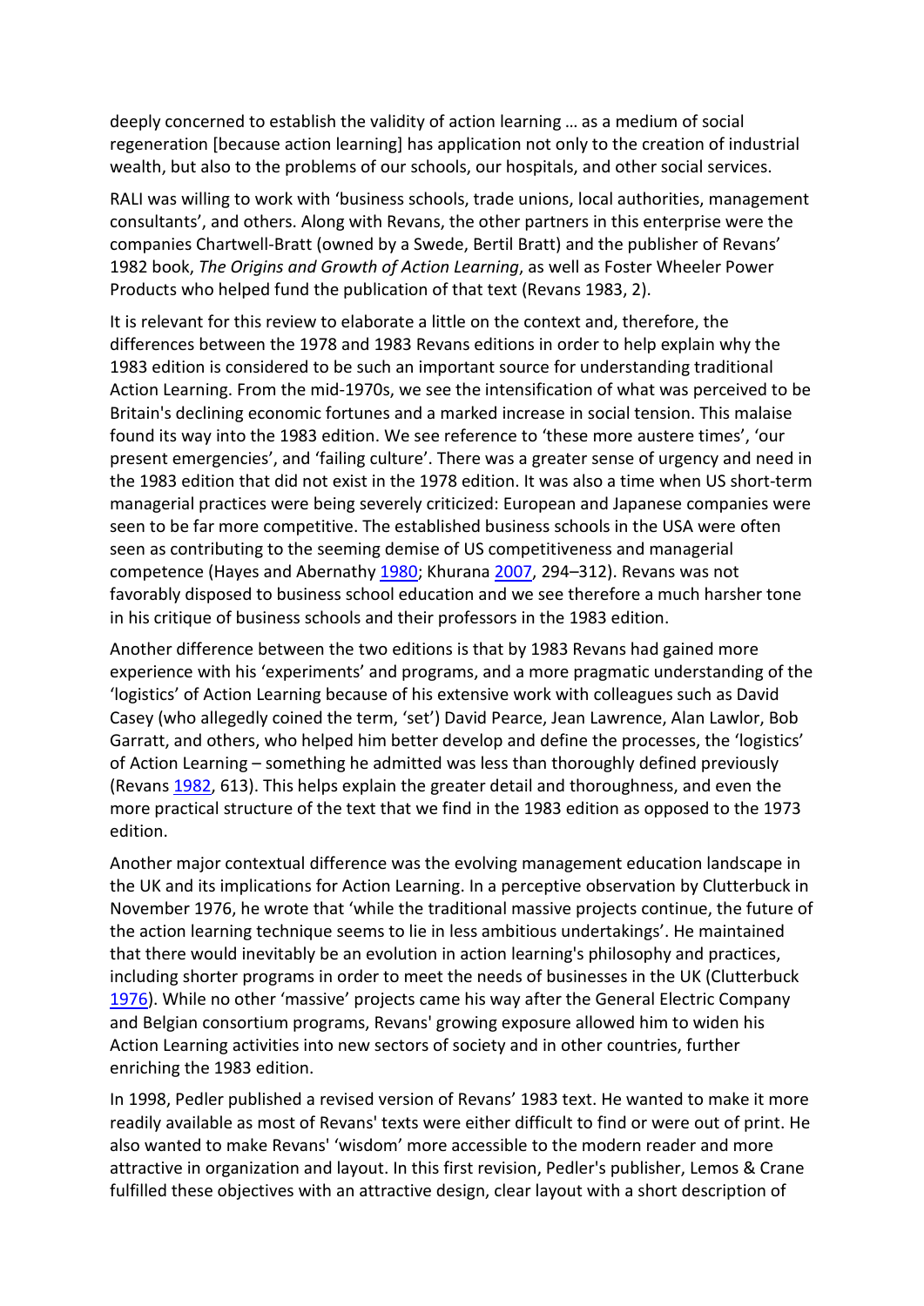deeply concerned to establish the validity of action learning … as a medium of social regeneration [because action learning] has application not only to the creation of industrial wealth, but also to the problems of our schools, our hospitals, and other social services.

RALI was willing to work with 'business schools, trade unions, local authorities, management consultants', and others. Along with Revans, the other partners in this enterprise were the companies Chartwell-Bratt (owned by a Swede, Bertil Bratt) and the publisher of Revans' 1982 book, *The Origins and Growth of Action Learning*, as well as Foster Wheeler Power Products who helped fund the publication of that text (Revans 1983, 2).

It is relevant for this review to elaborate a little on the context and, therefore, the differences between the 1978 and 1983 Revans editions in order to help explain why the 1983 edition is considered to be such an important source for understanding traditional Action Learning. From the mid-1970s, we see the intensification of what was perceived to be Britain's declining economic fortunes and a marked increase in social tension. This malaise found its way into the 1983 edition. We see reference to 'these more austere times', 'our present emergencies', and 'failing culture'. There was a greater sense of urgency and need in the 1983 edition that did not exist in the 1978 edition. It was also a time when US short-term managerial practices were being severely criticized: European and Japanese companies were seen to be far more competitive. The established business schools in the USA were often seen as contributing to the seeming demise of US competitiveness and managerial competence (Hayes and Abernathy 1980; Khurana 2007, 294–312). Revans was not favorably disposed to business school education and we see therefore a much harsher tone in his critique of business schools and their professors in the 1983 edition.

Another difference between the two editions is that by 1983 Revans had gained more experience with his 'experiments' and programs, and a more pragmatic understanding of the 'logistics' of Action Learning because of his extensive work with colleagues such as David Casey (who allegedly coined the term, 'set') David Pearce, Jean Lawrence, Alan Lawlor, Bob Garratt, and others, who helped him better develop and define the processes, the 'logistics' of Action Learning – something he admitted was less than thoroughly defined previously (Revans 1982, 613). This helps explain the greater detail and thoroughness, and even the more practical structure of the text that we find in the 1983 edition as opposed to the 1973 edition.

Another major contextual difference was the evolving management education landscape in the UK and its implications for Action Learning. In a perceptive observation by Clutterbuck in November 1976, he wrote that 'while the traditional massive projects continue, the future of the action learning technique seems to lie in less ambitious undertakings'. He maintained that there would inevitably be an evolution in action learning's philosophy and practices, including shorter programs in order to meet the needs of businesses in the UK (Clutterbuck 1976). While no other 'massive' projects came his way after the General Electric Company and Belgian consortium programs, Revans' growing exposure allowed him to widen his Action Learning activities into new sectors of society and in other countries, further enriching the 1983 edition.

In 1998, Pedler published a revised version of Revans' 1983 text. He wanted to make it more readily available as most of Revans' texts were either difficult to find or were out of print. He also wanted to make Revans' 'wisdom' more accessible to the modern reader and more attractive in organization and layout. In this first revision, Pedler's publisher, Lemos & Crane fulfilled these objectives with an attractive design, clear layout with a short description of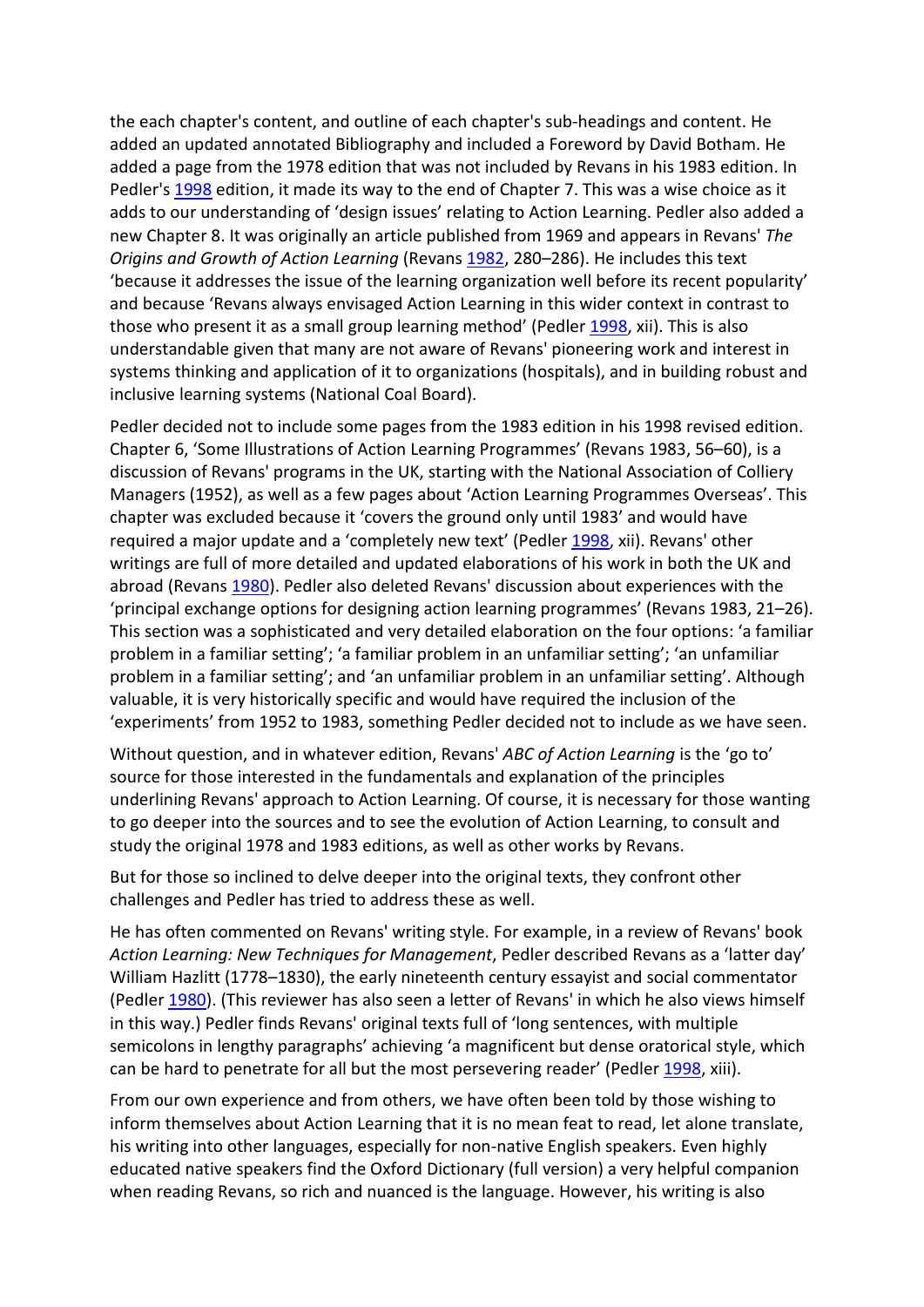the each chapter's content, and outline of each chapter's sub-headings and content. He added an updated annotated Bibliography and included a Foreword by David Botham. He added a page from the 1978 edition that was not included by Revans in his 1983 edition. In Pedler's 1998 edition, it made its way to the end of Chapter 7. This was a wise choice as it adds to our understanding of 'design issues' relating to Action Learning. Pedler also added a new Chapter 8. It was originally an article published from 1969 and appears in Revans' *The Origins and Growth of Action Learning* (Revans 1982, 280–286). He includes this text 'because it addresses the issue of the learning organization well before its recent popularity' and because 'Revans always envisaged Action Learning in this wider context in contrast to those who present it as a small group learning method' (Pedler 1998, xii). This is also understandable given that many are not aware of Revans' pioneering work and interest in systems thinking and application of it to organizations (hospitals), and in building robust and inclusive learning systems (National Coal Board).

Pedler decided not to include some pages from the 1983 edition in his 1998 revised edition. Chapter 6, 'Some Illustrations of Action Learning Programmes' (Revans 1983, 56–60), is a discussion of Revans' programs in the UK, starting with the National Association of Colliery Managers (1952), as well as a few pages about 'Action Learning Programmes Overseas'. This chapter was excluded because it 'covers the ground only until 1983' and would have required a major update and a 'completely new text' (Pedler 1998, xii). Revans' other writings are full of more detailed and updated elaborations of his work in both the UK and abroad (Revans 1980). Pedler also deleted Revans' discussion about experiences with the 'principal exchange options for designing action learning programmes' (Revans 1983, 21–26). This section was a sophisticated and very detailed elaboration on the four options: 'a familiar problem in a familiar setting'; 'a familiar problem in an unfamiliar setting'; 'an unfamiliar problem in a familiar setting'; and 'an unfamiliar problem in an unfamiliar setting'. Although valuable, it is very historically specific and would have required the inclusion of the 'experiments' from 1952 to 1983, something Pedler decided not to include as we have seen.

Without question, and in whatever edition, Revans' *ABC of Action Learning* is the 'go to' source for those interested in the fundamentals and explanation of the principles underlining Revans' approach to Action Learning. Of course, it is necessary for those wanting to go deeper into the sources and to see the evolution of Action Learning, to consult and study the original 1978 and 1983 editions, as well as other works by Revans.

But for those so inclined to delve deeper into the original texts, they confront other challenges and Pedler has tried to address these as well.

He has often commented on Revans' writing style. For example, in a review of Revans' book *Action Learning: New Techniques for Management*, Pedler described Revans as a 'latter day' William Hazlitt (1778–1830), the early nineteenth century essayist and social commentator (Pedler 1980). (This reviewer has also seen a letter of Revans' in which he also views himself in this way.) Pedler finds Revans' original texts full of 'long sentences, with multiple semicolons in lengthy paragraphs' achieving 'a magnificent but dense oratorical style, which can be hard to penetrate for all but the most persevering reader' (Pedler 1998, xiii).

From our own experience and from others, we have often been told by those wishing to inform themselves about Action Learning that it is no mean feat to read, let alone translate, his writing into other languages, especially for non-native English speakers. Even highly educated native speakers find the Oxford Dictionary (full version) a very helpful companion when reading Revans, so rich and nuanced is the language. However, his writing is also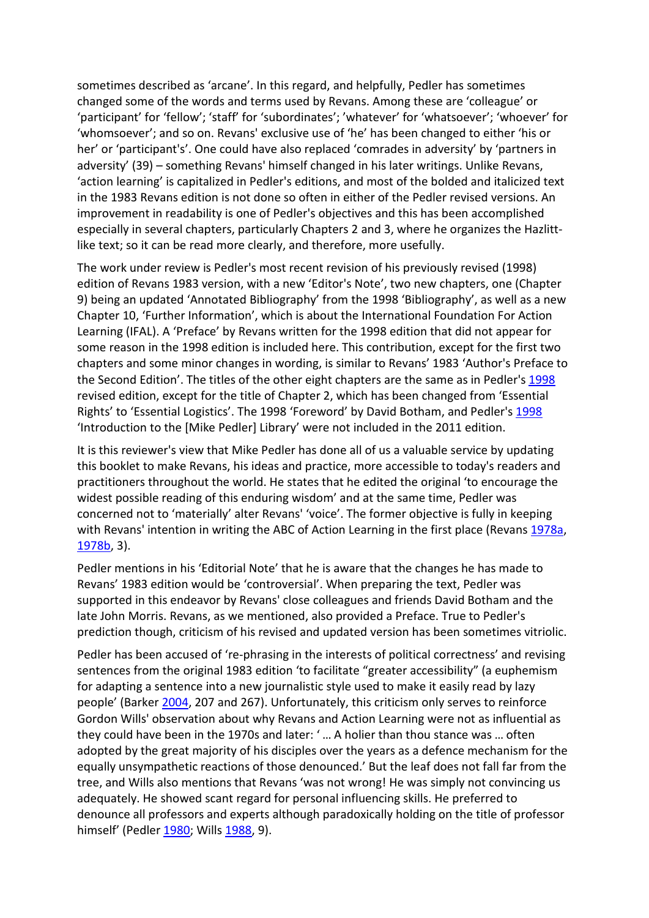sometimes described as 'arcane'. In this regard, and helpfully, Pedler has sometimes changed some of the words and terms used by Revans. Among these are 'colleague' or 'participant' for 'fellow'; 'staff' for 'subordinates'; 'whatever' for 'whatsoever'; 'whoever' for 'whomsoever'; and so on. Revans' exclusive use of 'he' has been changed to either 'his or her' or 'participant's'. One could have also replaced 'comrades in adversity' by 'partners in adversity' (39) – something Revans' himself changed in his later writings. Unlike Revans, 'action learning' is capitalized in Pedler's editions, and most of the bolded and italicized text in the 1983 Revans edition is not done so often in either of the Pedler revised versions. An improvement in readability is one of Pedler's objectives and this has been accomplished especially in several chapters, particularly Chapters 2 and 3, where he organizes the Hazlitt-like text; so it can be read more clearly, and therefore, more usefully.

The work under review is Pedler's most recent revision of his previously revised (1998) edition of Revans 1983 version, with a new 'Editor's Note', two new chapters, one (Chapter 9) being an updated 'Annotated Bibliography' from the 1998 'Bibliography', as well as a new Chapter 10, 'Further Information', which is about the International Foundation For Action Learning (IFAL). A 'Preface' by Revans written for the 1998 edition that did not appear for some reason in the 1998 edition is included here. This contribution, except for the first two chapters and some minor changes in wording, is similar to Revans' 1983 'Author's Preface to the Second Edition'. The titles of the other eight chapters are the same as in Pedler's 1998 revised edition, except for the title of Chapter 2, which has been changed from 'Essential Rights' to 'Essential Logistics'. The 1998 'Foreword' by David Botham, and Pedler's 1998 'Introduction to the [Mike Pedler] Library' were not included in the 2011 edition.

It is this reviewer's view that Mike Pedler has done all of us a valuable service by updating this booklet to make Revans, his ideas and practice, more accessible to today's readers and practitioners throughout the world. He states that he edited the original 'to encourage the widest possible reading of this enduring wisdom' and at the same time, Pedler was concerned not to 'materially' alter Revans' 'voice'. The former objective is fully in keeping with Revans' intention in writing the ABC of Action Learning in the first place (Revans 1978a, 1978b, 3).

Pedler mentions in his 'Editorial Note' that he is aware that the changes he has made to Revans' 1983 edition would be 'controversial'. When preparing the text, Pedler was supported in this endeavor by Revans' close colleagues and friends David Botham and the late John Morris. Revans, as we mentioned, also provided a Preface. True to Pedler's prediction though, criticism of his revised and updated version has been sometimes vitriolic.

Pedler has been accused of 're-phrasing in the interests of political correctness' and revising sentences from the original 1983 edition 'to facilitate "greater accessibility" (a euphemism for adapting a sentence into a new journalistic style used to make it easily read by lazy people' (Barker 2004, 207 and 267). Unfortunately, this criticism only serves to reinforce Gordon Wills' observation about why Revans and Action Learning were not as influential as they could have been in the 1970s and later: ' … A holier than thou stance was … often adopted by the great majority of his disciples over the years as a defence mechanism for the equally unsympathetic reactions of those denounced.' But the leaf does not fall far from the tree, and Wills also mentions that Revans 'was not wrong! He was simply not convincing us adequately. He showed scant regard for personal influencing skills. He preferred to denounce all professors and experts although paradoxically holding on the title of professor himself' (Pedler 1980; Wills 1988, 9).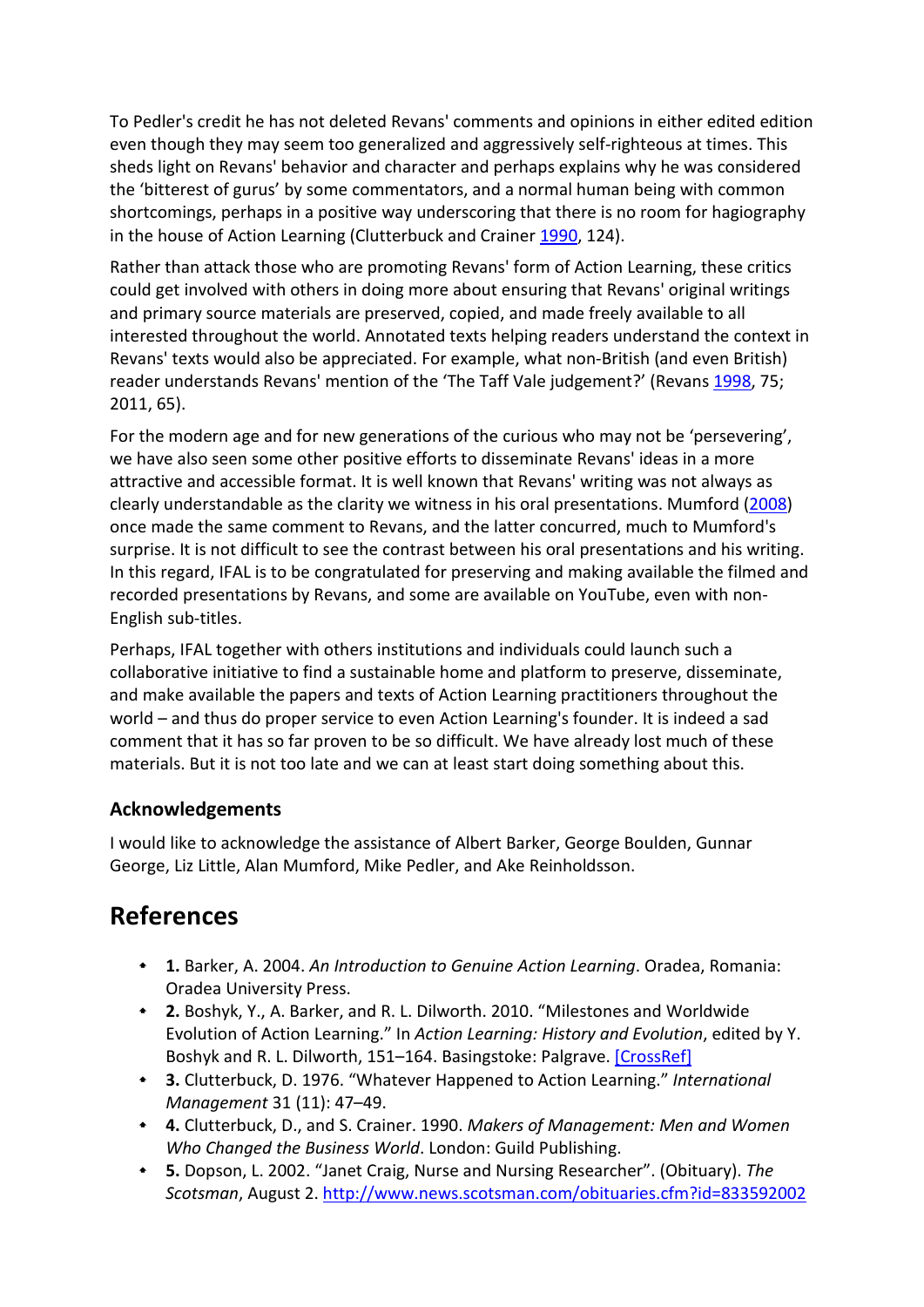To Pedler's credit he has not deleted Revans' comments and opinions in either edited edition even though they may seem too generalized and aggressively self-righteous at times. This sheds light on Revans' behavior and character and perhaps explains why he was considered the 'bitterest of gurus' by some commentators, and a normal human being with common shortcomings, perhaps in a positive way underscoring that there is no room for hagiography in the house of Action Learning (Clutterbuck and Crainer 1990, 124).

Rather than attack those who are promoting Revans' form of Action Learning, these critics could get involved with others in doing more about ensuring that Revans' original writings and primary source materials are preserved, copied, and made freely available to all interested throughout the world. Annotated texts helping readers understand the context in Revans' texts would also be appreciated. For example, what non-British (and even British) reader understands Revans' mention of the 'The Taff Vale judgement?' (Revans 1998, 75; 2011, 65).

For the modern age and for new generations of the curious who may not be 'persevering', we have also seen some other positive efforts to disseminate Revans' ideas in a more attractive and accessible format. It is well known that Revans' writing was not always as clearly understandable as the clarity we witness in his oral presentations. Mumford (2008) once made the same comment to Revans, and the latter concurred, much to Mumford's surprise. It is not difficult to see the contrast between his oral presentations and his writing. In this regard, IFAL is to be congratulated for preserving and making available the filmed and recorded presentations by Revans, and some are available on YouTube, even with non-English sub-titles.

Perhaps, IFAL together with others institutions and individuals could launch such a collaborative initiative to find a sustainable home and platform to preserve, disseminate, and make available the papers and texts of Action Learning practitioners throughout the world – and thus do proper service to even Action Learning's founder. It is indeed a sad comment that it has so far proven to be so difficult. We have already lost much of these materials. But it is not too late and we can at least start doing something about this.

### Acknowledgements

I would like to acknowledge the assistance of Albert Barker, George Boulden, Gunnar George, Liz Little, Alan Mumford, Mike Pedler, and Ake Reinholdsson.

## References

- **1.** Barker, A. 2004. *An Introduction to Genuine Action Learning*. Oradea, Romania: Oradea University Press.
- **2.** Boshyk, Y., A. Barker, and R. L. Dilworth. 2010. "Milestones and Worldwide Evolution of Action Learning." In *Action Learning: History and Evolution*, edited by Y. Boshyk and R. L. Dilworth, 151–164. Basingstoke: Palgrave. [CrossRef]
- **3.** Clutterbuck, D. 1976. "Whatever Happened to Action Learning." *International Management* 31 (11): 47–49.
- **4.** Clutterbuck, D., and S. Crainer. 1990. *Makers of Management: Men and Women Who Changed the Business World*. London: Guild Publishing.
- **5.** Dopson, L. 2002. "Janet Craig, Nurse and Nursing Researcher". (Obituary). *The Scotsman*, August 2. http://www.news.scotsman.com/obituaries.cfm?id=833592002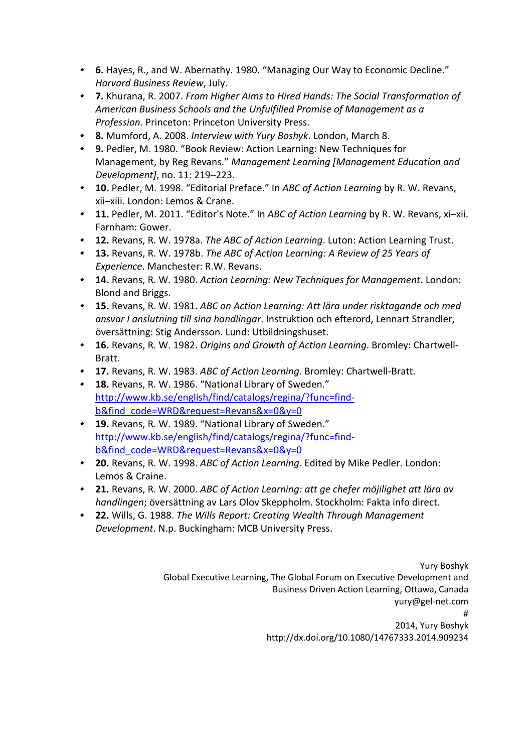- **6.** Hayes, R., and W. Abernathy. 1980. "Managing Our Way to Economic Decline." *Harvard Business Review*, July.
- **7.** Khurana, R. 2007. *From Higher Aims to Hired Hands: The Social Transformation of American Business Schools and the Unfulfilled Promise of Management as a Profession*. Princeton: Princeton University Press.
- **8.** Mumford, A. 2008. *Interview with Yury Boshyk*. London, March 8.
- **9.** Pedler, M. 1980. "Book Review: Action Learning: New Techniques for Management, by Reg Revans." *Management Learning [Management Education and Development]*, no. 11: 219–223.
- **10.** Pedler, M. 1998. "Editorial Preface." In *ABC of Action Learning* by R. W. Revans, xii–xiii. London: Lemos & Crane.
- **11.** Pedler, M. 2011. "Editor's Note." In *ABC of Action Learning* by R. W. Revans, xi–xii. Farnham: Gower.
- **12.** Revans, R. W. 1978a. *The ABC of Action Learning*. Luton: Action Learning Trust.
- **13.** Revans, R. W. 1978b. *The ABC of Action Learning: A Review of 25 Years of Experience*. Manchester: R.W. Revans.
- **14.** Revans, R. W. 1980. *Action Learning: New Techniques for Management*. London: Blond and Briggs.
- **15.** Revans, R. W. 1981. *ABC on Action Learning: Att lära under risktagande och med ansvar I anslutning till sina handlingar*. Instruktion och efterord, Lennart Strandler, översättning: Stig Andersson. Lund: Utbildningshuset.
- **16.** Revans, R. W. 1982. *Origins and Growth of Action Learning*. Bromley: Chartwell-Bratt.
- **17.** Revans, R. W. 1983. *ABC of Action Learning*. Bromley: Chartwell-Bratt.
- **18.** Revans, R. W. 1986. "National Library of Sweden." [http://www.kb.se/english/find/catalogs/regina/?func=find-b&find_code=WRD&request=Revans&x=0&y=0](http://www.kb.se/english/find/catalogs/regina/?func=find-b&find_code=WRD&request=Revans&x=0&y=0)
- **19.** Revans, R. W. 1989. "National Library of Sweden." [http://www.kb.se/english/find/catalogs/regina/?func=find-b&find_code=WRD&request=Revans&x=0&y=0](http://www.kb.se/english/find/catalogs/regina/?func=find-b&find_code=WRD&request=Revans&x=0&y=0)
- **20.** Revans, R. W. 1998. *ABC of Action Learning*. Edited by Mike Pedler. London: Lemos & Craine.
- **21.** Revans, R. W. 2000. *ABC of Action Learning: att ge chefer möjilighet att lära av handlingen*; översättning av Lars Olov Skeppholm. Stockholm: Fakta info direct.
- **22.** Wills, G. 1988. *The Wills Report: Creating Wealth Through Management Development*. N.p. Buckingham: MCB University Press.

Yury Boshyk
Global Executive Learning, The Global Forum on Executive Development and Business Driven Action Learning, Ottawa, Canada
yury@gel-net.com
#
2014, Yury Boshyk
http://dx.doi.org/10.1080/14767333.2014.909234